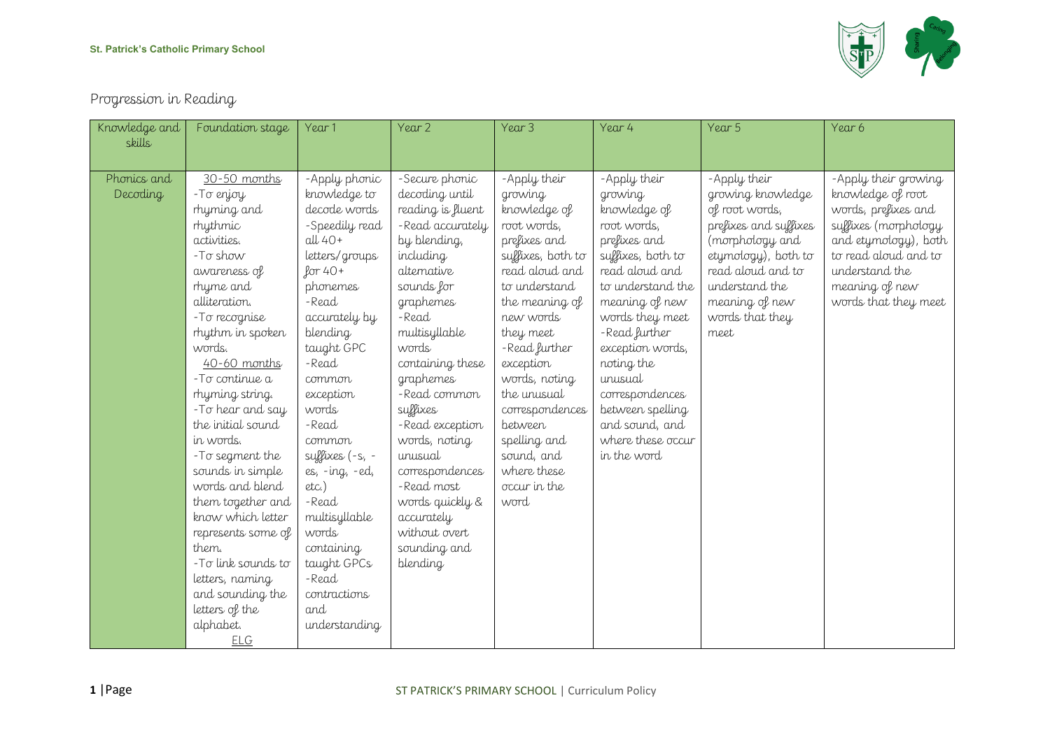# Progression in Reading

| Knowledge and skills | Foundation stage | Year 1 | Year 2 | Year 3 | Year 4 | Year 5 | Year 6 |
|---|---|---|---|---|---|---|---|
| Phonics and Decoding | 30-50 months<br>-To enjoy rhyming and rhythmic activities.<br>-To show awareness of rhyme and alliteration.<br>-To recognise rhythm in spoken words.<br>40-60 months<br>-To continue a rhyming string.<br>-To hear and say the initial sound in words.<br>-To segment the sounds in simple words and blend them together and know which letter represents some of them.<br>-To link sounds to letters, naming and sounding the letters of the alphabet.<br>ELG | -Apply phonic knowledge to decode words<br>-Speedily read all 40+ letters/groups for 40+ phonemes<br>-Read accurately by blending taught GPC<br>-Read common exception words<br>-Read common suffixes (-s, -es, -ing, -ed, etc.)<br>-Read multisyllable words containing taught GPCs<br>-Read contractions and understanding | -Secure phonic decoding until reading is fluent<br>-Read accurately by blending, including alternative sounds for graphemes<br>-Read multisyllable words containing these graphemes<br>-Read common suffixes<br>-Read exception words, noting unusual correspondences<br>-Read most words quickly & accurately without overt sounding and blending | -Apply their growing knowledge of root words, prefixes and suffixes, both to read aloud and to understand the meaning of new words they meet<br>-Read further exception words, noting the unusual correspondences between spelling and sound, and where these occur in the word | -Apply their growing knowledge of root words, prefixes and suffixes, both to read aloud and to understand the meaning of new words they meet<br>-Read further exception words, noting the unusual correspondences between spelling and sound, and where these occur in the word | -Apply their growing knowledge of root words, prefixes and suffixes (morphology and etymology), both to read aloud and to understand the meaning of new words that they meet | -Apply their growing knowledge of root words, prefixes and suffixes (morphology and etymology), both to read aloud and to understand the meaning of new words that they meet |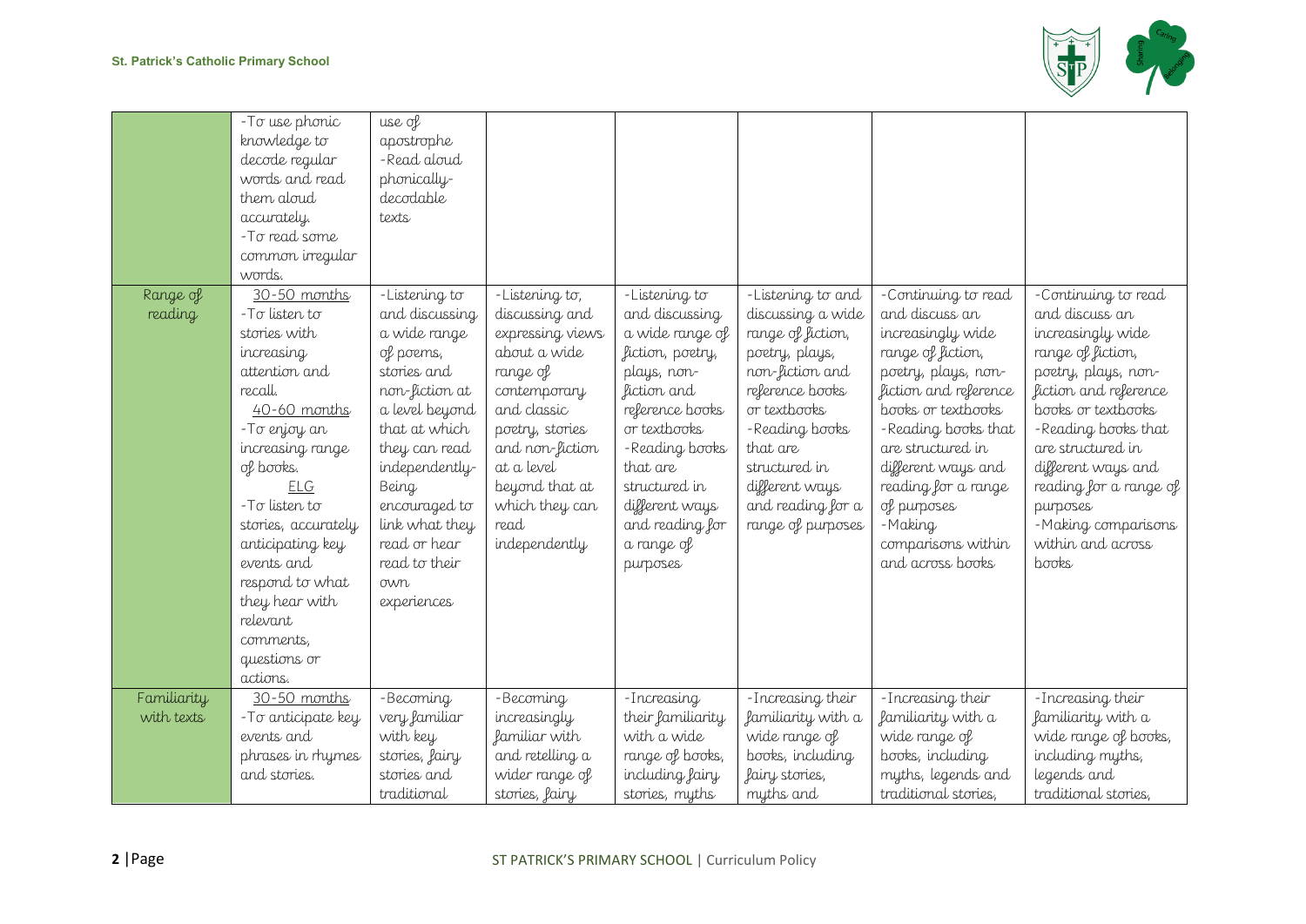| | | | | | | | |
|---|---|---|---|---|---|---|---|
| | -To use phonic knowledge to decode regular words and read them aloud accurately.<br>-To read some common irregular words. | use of apostrophe<br>-Read aloud phonically-decodable texts | | | | | |
| Range of reading | 30-50 months<br>-To listen to stories with increasing attention and recall.<br>40-60 months<br>-To enjoy an increasing range of books.<br>ELG<br>-To listen to stories, accurately anticipating key events and respond to what they hear with relevant comments, questions or actions. | -Listening to and discussing a wide range of poems, stories and non-fiction at a level beyond that at which they can read independently-Being encouraged to link what they read or hear read to their own experiences | -Listening to, discussing and expressing views about a wide range of contemporary and classic poetry, stories and non-fiction beyond that at which they can read independently | -Listening to and discussing a wide range of fiction, poetry, plays, non-fiction and reference books or textbooks<br>-Reading books that are structured in different ways and reading for a range of purposes | -Listening to and discussing a wide range of fiction, poetry, plays, non-fiction and reference books or textbooks<br>-Reading books that are structured in different ways and reading for a range of purposes | -Continuing to read and discuss an increasingly wide range of fiction, poetry, plays, non-fiction and reference books or textbooks<br>-Reading books that are structured in different ways and reading for a range of purposes<br>-Making comparisons within and across books | -Continuing to read and discuss an increasingly wide range of fiction, poetry, plays, non-fiction and reference books or textbooks<br>-Reading books that are structured in different ways and reading for a range of purposes<br>-Making comparisons within and across books |
| Familiarity with texts | 30-50 months<br>-To anticipate key events and phrases in rhymes and stories. | -Becoming very familiar with key stories, fairy stories and traditional | -Becoming increasingly familiar with and retelling a wider range of stories, fairy | -Increasing their familiarity with a wide range of books, including fairy stories, myths | -Increasing their familiarity with a wide range of books, including fairy stories, myths and | -Increasing their familiarity with a wide range of books, including myths, legends and traditional stories, | -Increasing their familiarity with a wide range of books, including myths, legends and traditional stories, |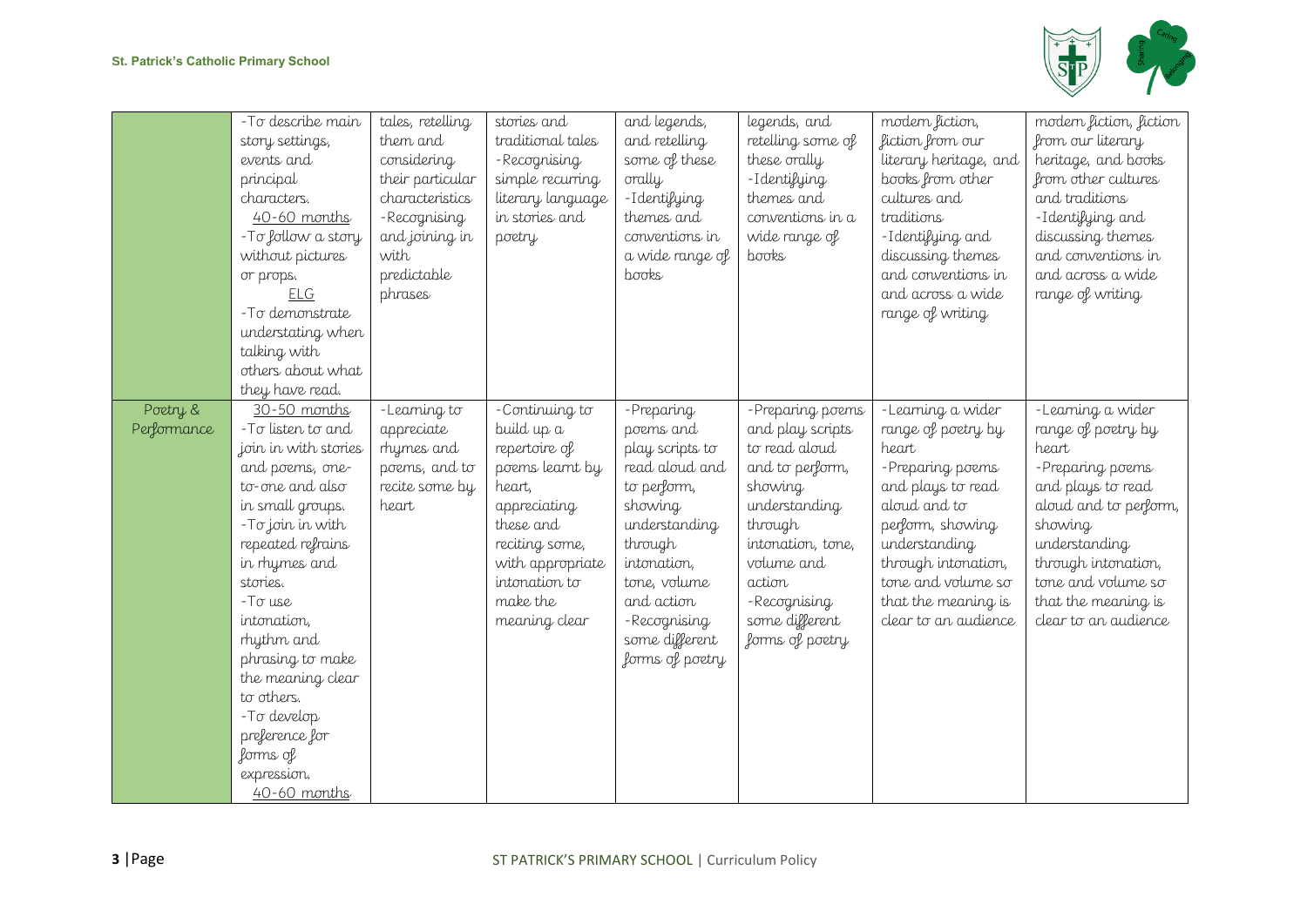| | | | | | | | |
|---|---|---|---|---|---|---|---|
| | -To describe main story settings, events and principal characters. <u>40-60 months</u> -To follow a story without pictures or props. <u>ELG</u> -To demonstrate understating when talking with others about what they have read. | tales, retelling them and considering their particular characteristics -Recognising and joining in with predictable phrases | stories and traditional tales -Recognising simple recurring literary language in stories and poetry | and legends, and retelling some of these orally -Identifying themes and conventions in a wide range of books | legends, and retelling some of these orally -Identifying themes and conventions in a wide range of books | modern fiction, fiction from our literary heritage, and books from other cultures and traditions -Identifying and discussing themes and conventions in and across a wide range of writing | modern fiction, fiction from our literary heritage, and books from other cultures and traditions -Identifying and discussing themes and conventions in and across a wide range of writing |
| Poetry & Performance | <u>30-50 months</u> -To listen to and join in with stories and poems, one-to-one and also in small groups. -To join in with repeated refrains in rhymes and stories. -To use intonation, rhythm and phrasing to make the meaning clear to others. -To develop preference for forms of expression. <u>40-60 months</u> | -Learning to appreciate rhymes and poems, and to recite some by heart | -Continuing to build up a repertoire of poems learnt by heart, appreciating these and reciting some, with appropriate intonation to make the meaning clear | -Preparing poems and play scripts to read aloud and to perform, showing understanding through intonation, tone, volume and action -Recognising some different forms of poetry | -Preparing poems and play scripts to read aloud and to perform, showing understanding through intonation, tone, volume and action -Recognising some different forms of poetry | -Learning a wider range of poetry by heart -Preparing poems and plays to read aloud and to perform, showing understanding through intonation, tone and volume so that the meaning is clear to an audience | -Learning a wider range of poetry by heart -Preparing poems and plays to read aloud and to perform, showing understanding through intonation, tone and volume so that the meaning is clear to an audience |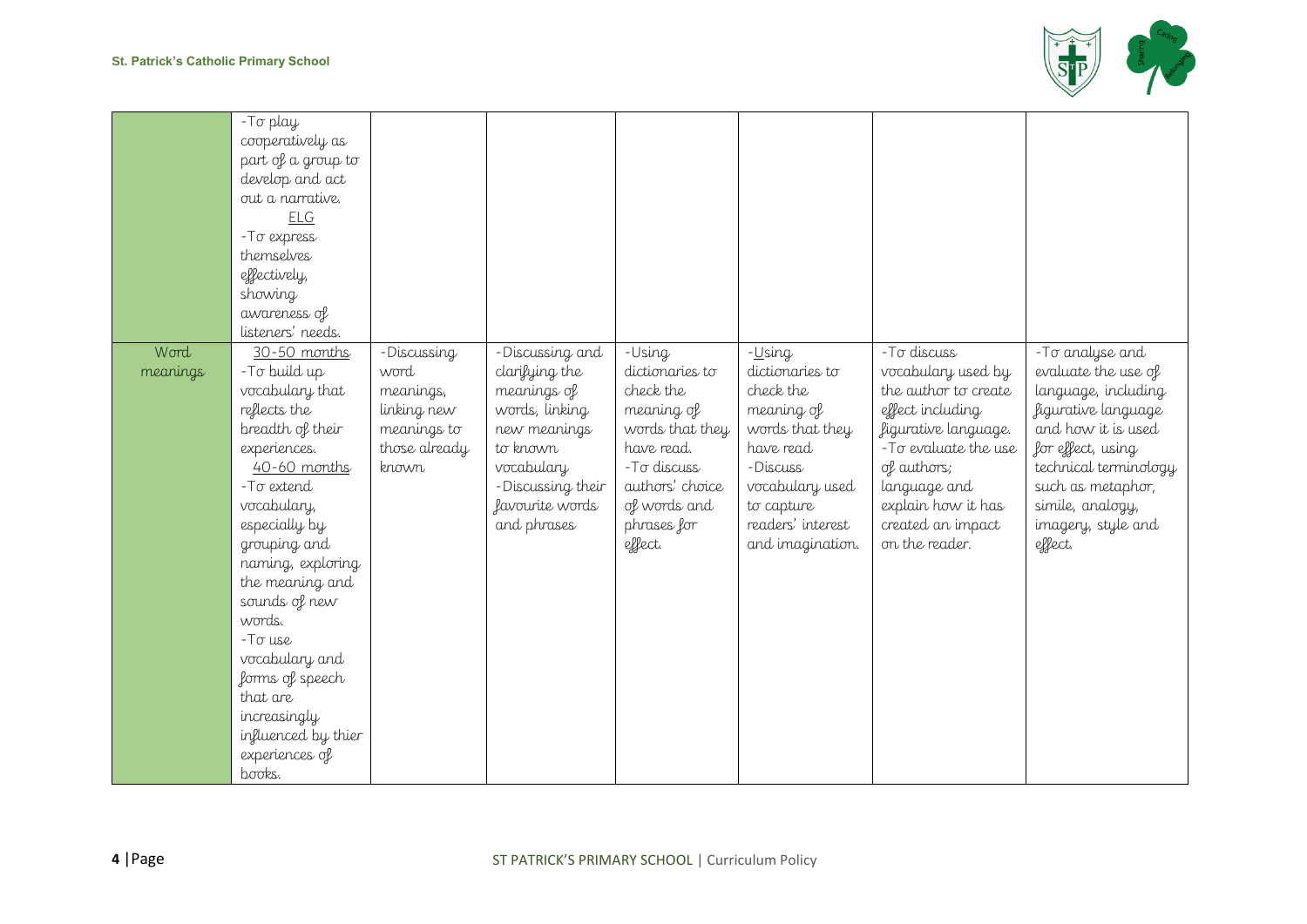| | | | | | | | |
|---|---|---|---|---|---|---|---|
| | -To play cooperatively as part of a group to develop and act out a narrative.<br>ELG<br>-To express themselves effectively, showing awareness of listeners' needs. | | | | | | |
| Word meanings | 30-50 months<br>-To build up vocabulary that reflects the breadth of their experiences.<br>40-60 months<br>-To extend vocabulary, especially by grouping and naming, exploring the meaning and sounds of new words.<br>-To use vocabulary and forms of speech that are increasingly influenced by thier experiences of books. | -Discussing word meanings, linking new meanings to those already known | -Discussing and clarifying the meanings of words, linking new meanings to known vocabulary<br>-Discussing their favourite words and phrases | -Using dictionaries to check the meaning of words that they have read.<br>-To discuss authors' choice of words and phrases for effect. | -Using dictionaries to check the meaning of words that they have read<br>-Discuss vocabulary used to capture readers' interest and imagination. | -To discuss vocabulary used by the author to create effect including figurative language.<br>-To evaluate the use of authors; language and explain how it has created an impact on the reader. | -To analyse and evaluate the use of language, including figurative language and how it is used for effect, using technical terminology such as metaphor, simile, analogy, imagery, style and effect. |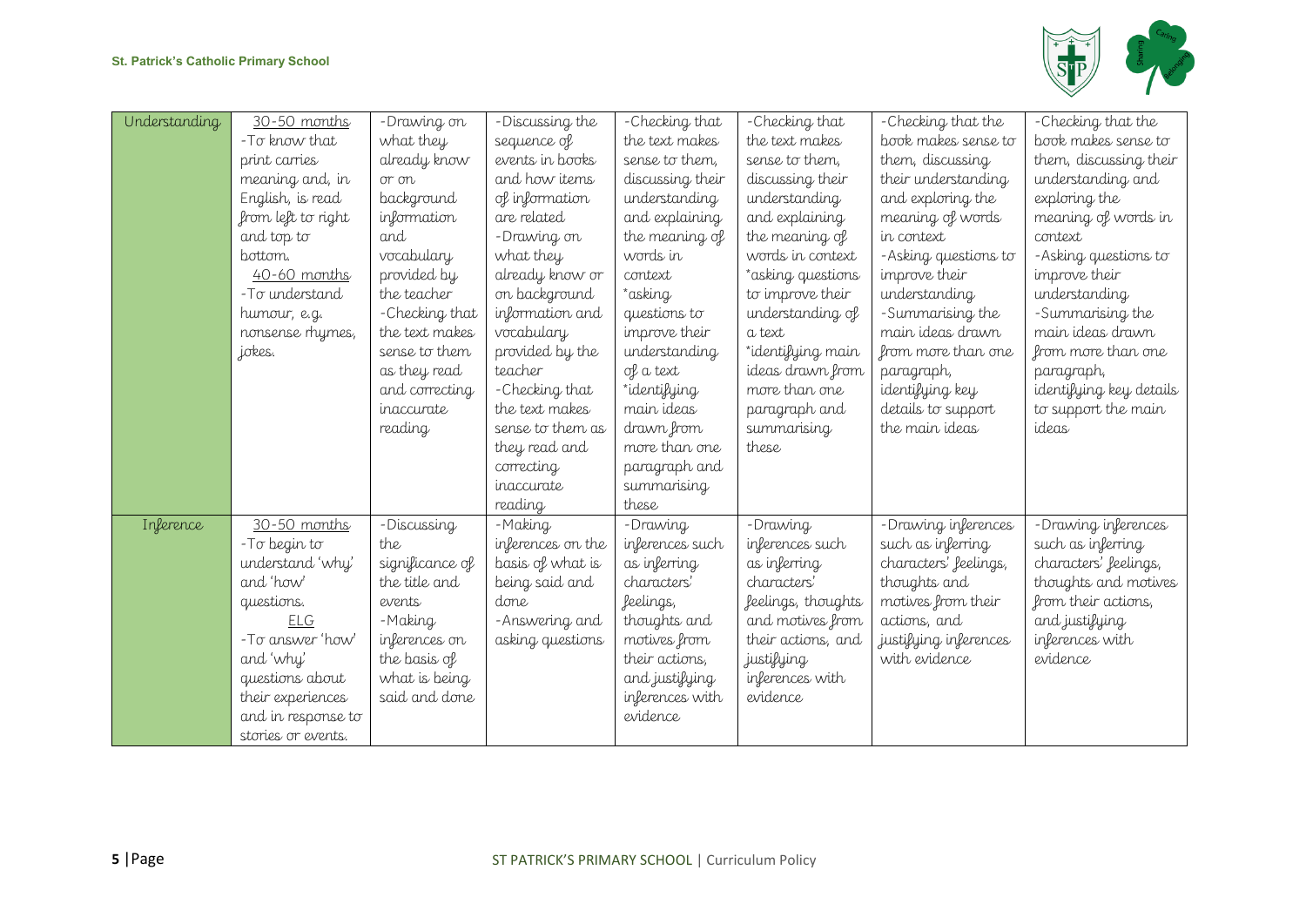| Understanding | 30-50 months<br>-To know that print carries meaning and, in English, is read from left to right and top to bottom.<br>40-60 months<br>-To understand humour, e.g. nonsense rhymes, jokes. | -Drawing on what they already know or on background information and vocabulary provided by the teacher<br>-Checking that the text makes sense to them as they read and correcting inaccurate reading | -Discussing the sequence of events in books and how items of information are related<br>-Drawing on what they already know or on background information and vocabulary provided by the teacher<br>-Checking that the text makes sense to them as they read and correcting inaccurate reading | -Checking that the text makes sense to them, discussing their understanding and explaining the meaning of words in context<br>*asking questions to improve their understanding of a text<br>*identifying main ideas drawn from more than one paragraph and summarising these | -Checking that the text makes sense to them, discussing their understanding and explaining the meaning of words in context<br>*asking questions to improve their understanding of a text<br>*identifying main ideas drawn from more than one paragraph and summarising these | -Checking that the book makes sense to them, discussing their understanding and exploring the meaning of words in context<br>-Asking questions to improve their understanding<br>-Summarising the main ideas drawn from more than one paragraph, identifying key details to support the main ideas | -Checking that the book makes sense to them, discussing their understanding and exploring the meaning of words in context<br>-Asking questions to improve their understanding<br>-Summarising the main ideas drawn from more than one paragraph, identifying key details to support the main ideas |
|---|---|---|---|---|---|---|---|
| Inference | 30-50 months<br>-To begin to understand 'why' and 'how' questions.<br>ELG<br>-To answer 'how' and 'why' questions about their experiences and in response to stories or events. | -Discussing the significance of the title and events<br>-Making inferences on the basis of what is being said and done | -Making inferences on the basis of what is being said and done<br>-Answering and asking questions | -Drawing inferences such as inferring characters' feelings, thoughts and motives from their actions, and justifying inferences with evidence | -Drawing inferences such as inferring characters' feelings, thoughts and motives from their actions, and justifying inferences with evidence | -Drawing inferences such as inferring characters' feelings, thoughts and motives from their actions, and justifying inferences with evidence | -Drawing inferences such as inferring characters' feelings, thoughts and motives from their actions, and justifying inferences with evidence |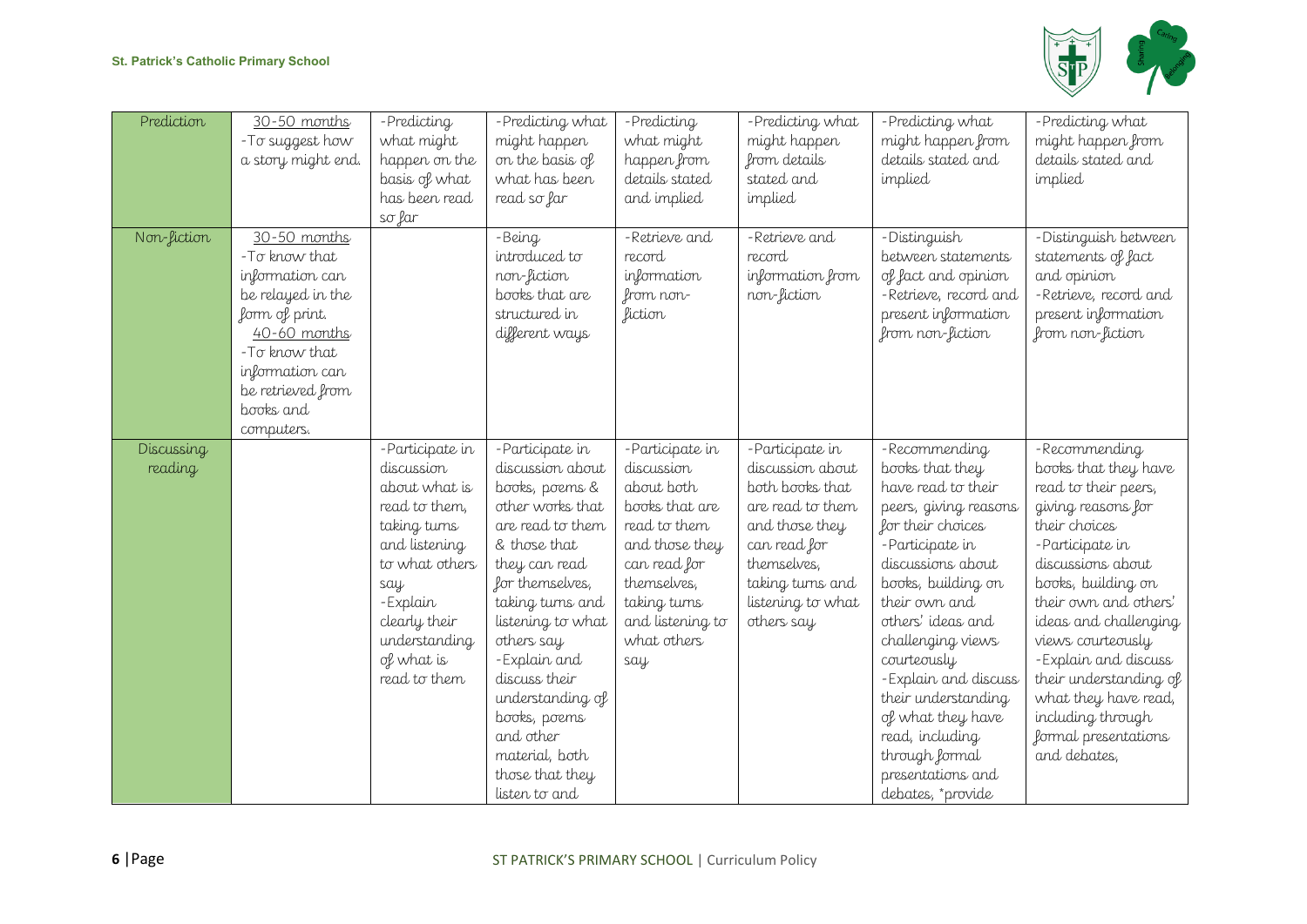| Prediction | 30-50 months<br>-To suggest how a story might end. | -Predicting what might happen on the basis of what has been read so far | -Predicting what might happen on the basis of what has been read so far | -Predicting what might happen from details stated and implied | -Predicting what might happen from details stated and implied | -Predicting what might happen from details stated and implied | -Predicting what might happen from details stated and implied |
|---|---|---|---|---|---|---|---|
| Non-fiction | 30-50 months<br>-To know that information can be relayed in the form of print.<br>40-60 months<br>-To know that information can be retrieved from books and computers. | | -Being introduced to non-fiction books that are structured in different ways | -Retrieve and record information from non-fiction | -Retrieve and record information from non-fiction | -Distinguish between statements of fact and opinion<br>-Retrieve, record and present information from non-fiction | -Distinguish between statements of fact and opinion<br>-Retrieve, record and present information from non-fiction |
| Discussing reading | | -Participate in discussion about what is read to them, taking turns and listening to what others say<br>-Explain clearly their understanding of what is read to them | -Participate in discussion about books, poems & other works that are read to them & those that they can read for themselves, taking turns and listening to what others say<br>-Explain and discuss their understanding of books, poems and other material, both those that they listen to and | -Participate in discussion about both books that are read to them and those they can read for themselves, taking turns and listening to what others say | -Participate in discussion about both books that are read to them and those they can read for themselves, taking turns and listening to what others say | -Recommending books that they have read to their peers, giving reasons for their choices<br>-Participate in discussions about books, building on their own and others' ideas and challenging views courteously<br>-Explain and discuss their understanding of what they have read, including through formal presentations and debates, *provide | -Recommending books that they have read to their peers, giving reasons for their choices<br>-Participate in discussions about books, building on their own and others' ideas and challenging views courteously<br>-Explain and discuss their understanding of what they have read, including through formal presentations and debates, |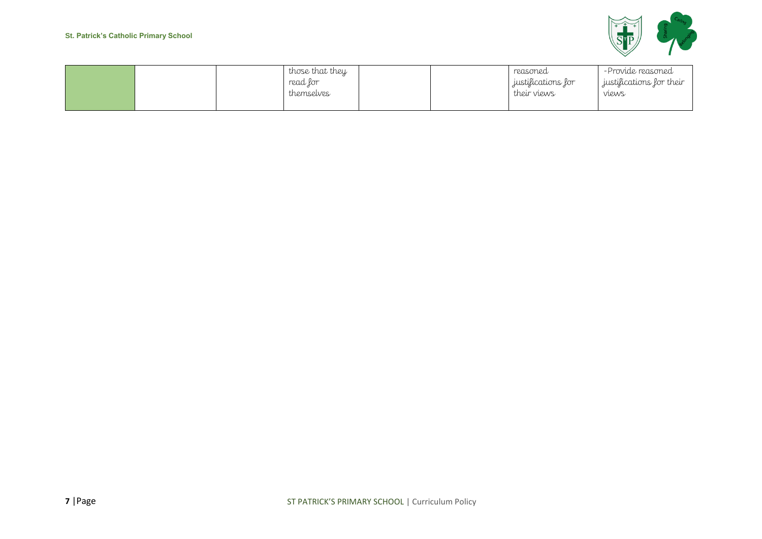| | | | | | | | |
|---|---|---|---|---|---|---|---|
| | | | those that they read for themselves | | | reasoned justifications for their views | -Provide reasoned justifications for their views |